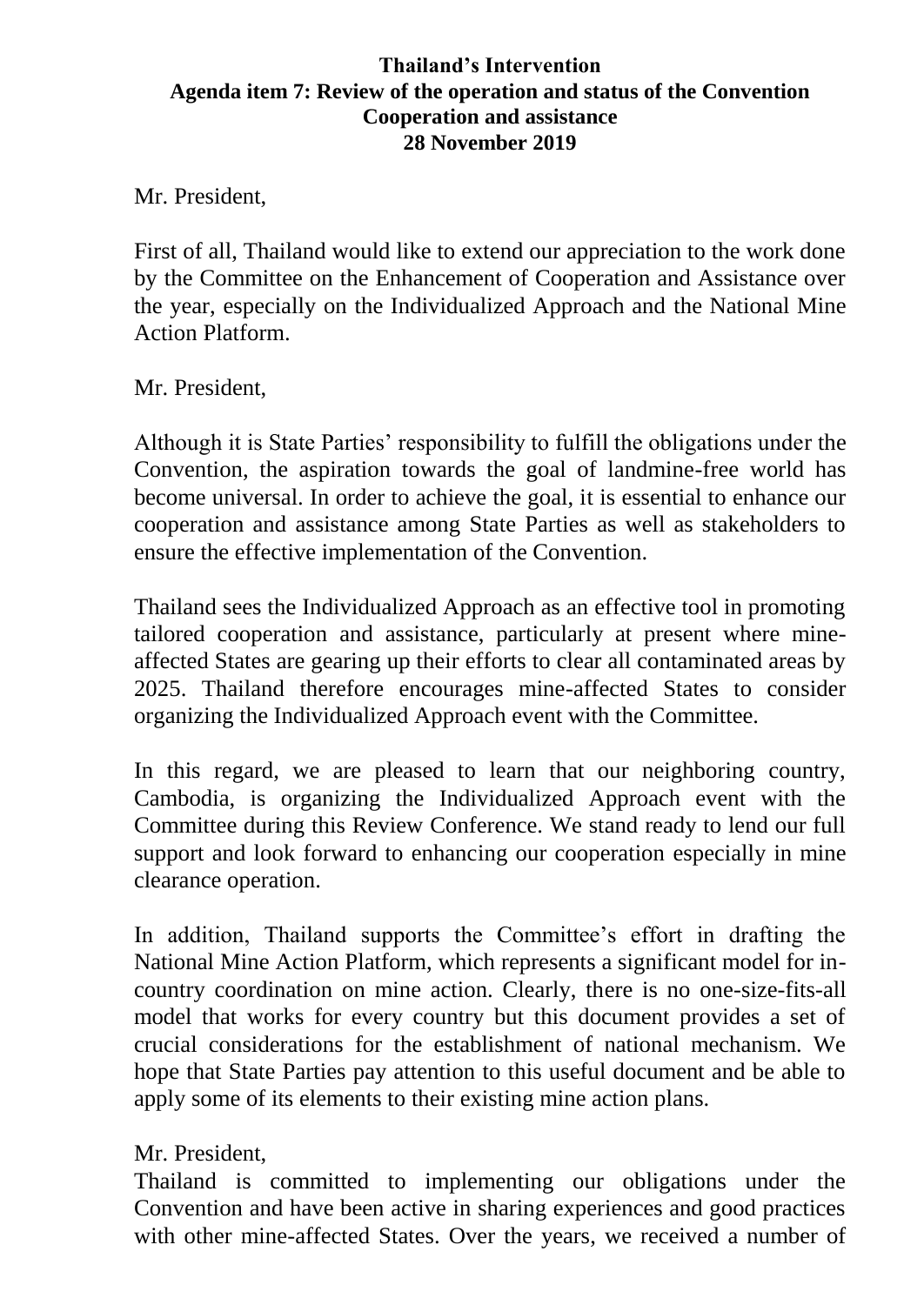**Thailand's Intervention**
**Agenda item 7: Review of the operation and status of the Convention**
**Cooperation and assistance**
**28 November 2019**

Mr. President,

First of all, Thailand would like to extend our appreciation to the work done by the Committee on the Enhancement of Cooperation and Assistance over the year, especially on the Individualized Approach and the National Mine Action Platform.

Mr. President,

Although it is State Parties' responsibility to fulfill the obligations under the Convention, the aspiration towards the goal of landmine-free world has become universal. In order to achieve the goal, it is essential to enhance our cooperation and assistance among State Parties as well as stakeholders to ensure the effective implementation of the Convention.

Thailand sees the Individualized Approach as an effective tool in promoting tailored cooperation and assistance, particularly at present where mine-affected States are gearing up their efforts to clear all contaminated areas by 2025. Thailand therefore encourages mine-affected States to consider organizing the Individualized Approach event with the Committee.

In this regard, we are pleased to learn that our neighboring country, Cambodia, is organizing the Individualized Approach event with the Committee during this Review Conference. We stand ready to lend our full support and look forward to enhancing our cooperation especially in mine clearance operation.

In addition, Thailand supports the Committee's effort in drafting the National Mine Action Platform, which represents a significant model for in-country coordination on mine action. Clearly, there is no one-size-fits-all model that works for every country but this document provides a set of crucial considerations for the establishment of national mechanism. We hope that State Parties pay attention to this useful document and be able to apply some of its elements to their existing mine action plans.

Mr. President,

Thailand is committed to implementing our obligations under the Convention and have been active in sharing experiences and good practices with other mine-affected States. Over the years, we received a number of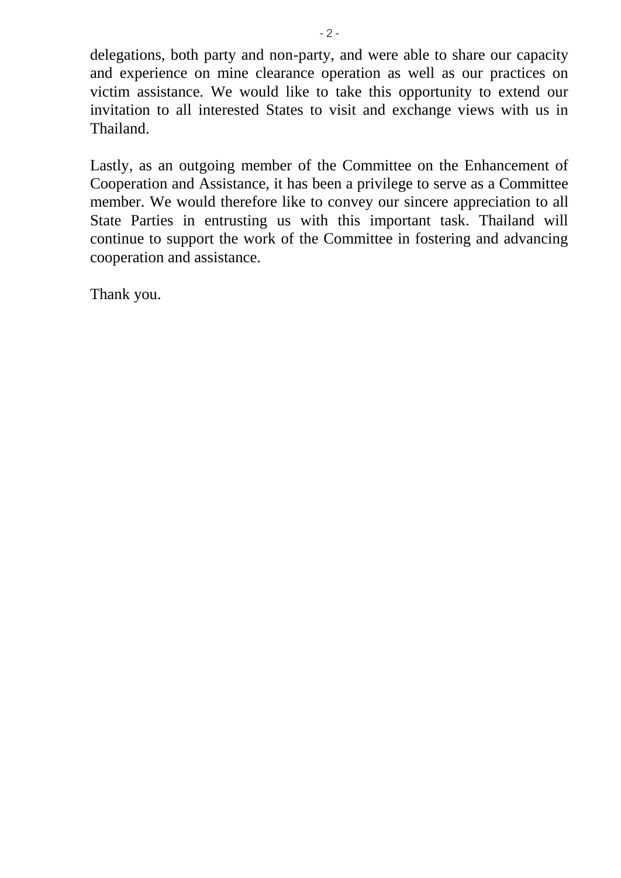delegations, both party and non-party, and were able to share our capacity and experience on mine clearance operation as well as our practices on victim assistance. We would like to take this opportunity to extend our invitation to all interested States to visit and exchange views with us in Thailand.

Lastly, as an outgoing member of the Committee on the Enhancement of Cooperation and Assistance, it has been a privilege to serve as a Committee member. We would therefore like to convey our sincere appreciation to all State Parties in entrusting us with this important task. Thailand will continue to support the work of the Committee in fostering and advancing cooperation and assistance.

Thank you.